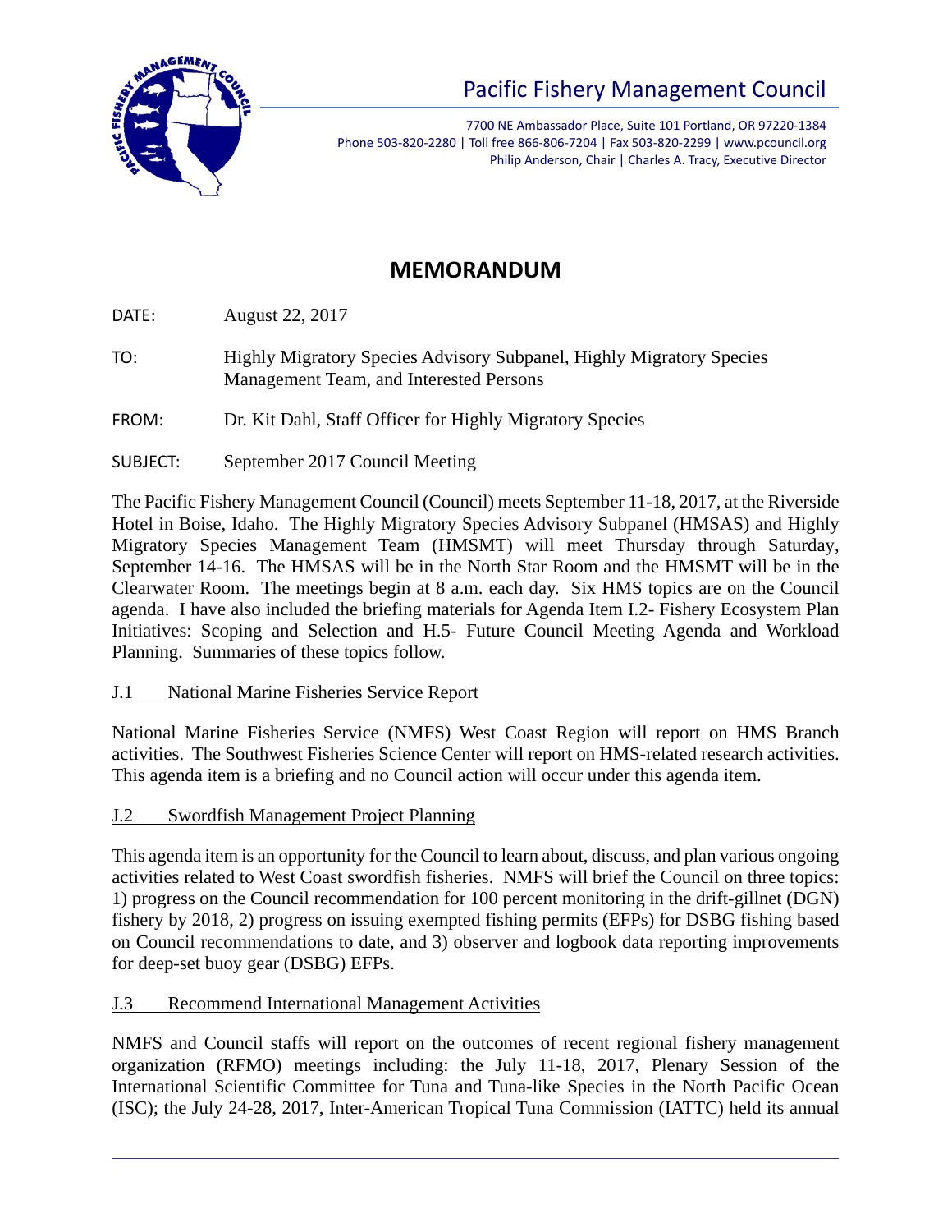# Pacific Fishery Management Council

7700 NE Ambassador Place, Suite 101 Portland, OR 97220-1384
Phone 503-820-2280 | Toll free 866-806-7204 | Fax 503-820-2299 | www.pcouncil.org
Philip Anderson, Chair | Charles A. Tracy, Executive Director

## MEMORANDUM

DATE: August 22, 2017

TO: Highly Migratory Species Advisory Subpanel, Highly Migratory Species Management Team, and Interested Persons

FROM: Dr. Kit Dahl, Staff Officer for Highly Migratory Species

SUBJECT: September 2017 Council Meeting

The Pacific Fishery Management Council (Council) meets September 11-18, 2017, at the Riverside Hotel in Boise, Idaho. The Highly Migratory Species Advisory Subpanel (HMSAS) and Highly Migratory Species Management Team (HMSMT) will meet Thursday through Saturday, September 14-16. The HMSAS will be in the North Star Room and the HMSMT will be in the Clearwater Room. The meetings begin at 8 a.m. each day. Six HMS topics are on the Council agenda. I have also included the briefing materials for Agenda Item I.2- Fishery Ecosystem Plan Initiatives: Scoping and Selection and H.5- Future Council Meeting Agenda and Workload Planning. Summaries of these topics follow.

### J.1 National Marine Fisheries Service Report

National Marine Fisheries Service (NMFS) West Coast Region will report on HMS Branch activities. The Southwest Fisheries Science Center will report on HMS-related research activities. This agenda item is a briefing and no Council action will occur under this agenda item.

### J.2 Swordfish Management Project Planning

This agenda item is an opportunity for the Council to learn about, discuss, and plan various ongoing activities related to West Coast swordfish fisheries. NMFS will brief the Council on three topics: 1) progress on the Council recommendation for 100 percent monitoring in the drift-gillnet (DGN) fishery by 2018, 2) progress on issuing exempted fishing permits (EFPs) for DSBG fishing based on Council recommendations to date, and 3) observer and logbook data reporting improvements for deep-set buoy gear (DSBG) EFPs.

### J.3 Recommend International Management Activities

NMFS and Council staffs will report on the outcomes of recent regional fishery management organization (RFMO) meetings including: the July 11-18, 2017, Plenary Session of the International Scientific Committee for Tuna and Tuna-like Species in the North Pacific Ocean (ISC); the July 24-28, 2017, Inter-American Tropical Tuna Commission (IATTC) held its annual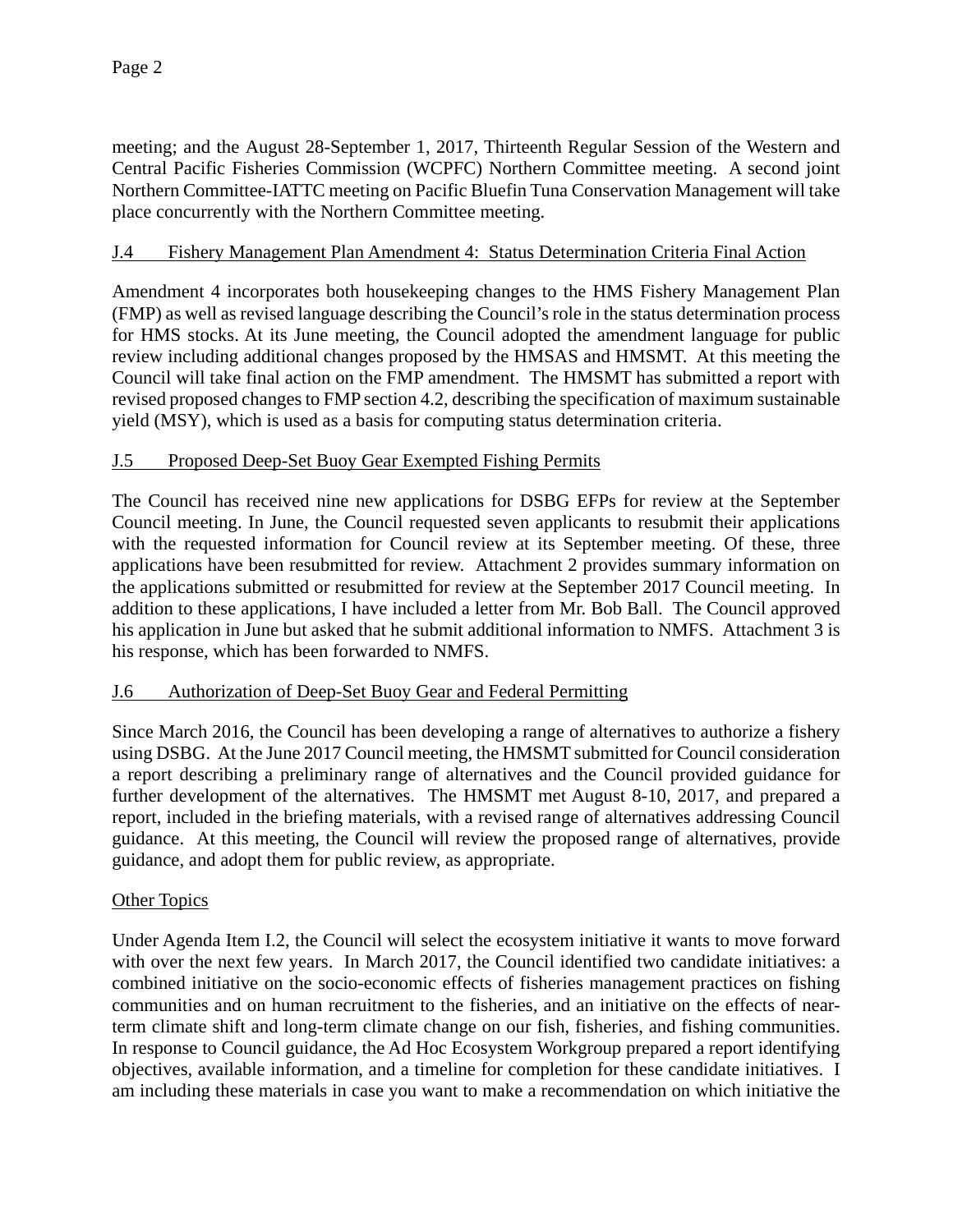meeting; and the August 28-September 1, 2017, Thirteenth Regular Session of the Western and Central Pacific Fisheries Commission (WCPFC) Northern Committee meeting. A second joint Northern Committee-IATTC meeting on Pacific Bluefin Tuna Conservation Management will take place concurrently with the Northern Committee meeting.

<u>J.4 Fishery Management Plan Amendment 4: Status Determination Criteria Final Action</u>

Amendment 4 incorporates both housekeeping changes to the HMS Fishery Management Plan (FMP) as well as revised language describing the Council's role in the status determination process for HMS stocks. At its June meeting, the Council adopted the amendment language for public review including additional changes proposed by the HMSAS and HMSMT. At this meeting the Council will take final action on the FMP amendment. The HMSMT has submitted a report with revised proposed changes to FMP section 4.2, describing the specification of maximum sustainable yield (MSY), which is used as a basis for computing status determination criteria.

<u>J.5 Proposed Deep-Set Buoy Gear Exempted Fishing Permits</u>

The Council has received nine new applications for DSBG EFPs for review at the September Council meeting. In June, the Council requested seven applicants to resubmit their applications with the requested information for Council review at its September meeting. Of these, three applications have been resubmitted for review. Attachment 2 provides summary information on the applications submitted or resubmitted for review at the September 2017 Council meeting. In addition to these applications, I have included a letter from Mr. Bob Ball. The Council approved his application in June but asked that he submit additional information to NMFS. Attachment 3 is his response, which has been forwarded to NMFS.

<u>J.6 Authorization of Deep-Set Buoy Gear and Federal Permitting</u>

Since March 2016, the Council has been developing a range of alternatives to authorize a fishery using DSBG. At the June 2017 Council meeting, the HMSMT submitted for Council consideration a report describing a preliminary range of alternatives and the Council provided guidance for further development of the alternatives. The HMSMT met August 8-10, 2017, and prepared a report, included in the briefing materials, with a revised range of alternatives addressing Council guidance. At this meeting, the Council will review the proposed range of alternatives, provide guidance, and adopt them for public review, as appropriate.

<u>Other Topics</u>

Under Agenda Item I.2, the Council will select the ecosystem initiative it wants to move forward with over the next few years. In March 2017, the Council identified two candidate initiatives: a combined initiative on the socio-economic effects of fisheries management practices on fishing communities and on human recruitment to the fisheries, and an initiative on the effects of near-term climate shift and long-term climate change on our fish, fisheries, and fishing communities. In response to Council guidance, the Ad Hoc Ecosystem Workgroup prepared a report identifying objectives, available information, and a timeline for completion for these candidate initiatives. I am including these materials in case you want to make a recommendation on which initiative the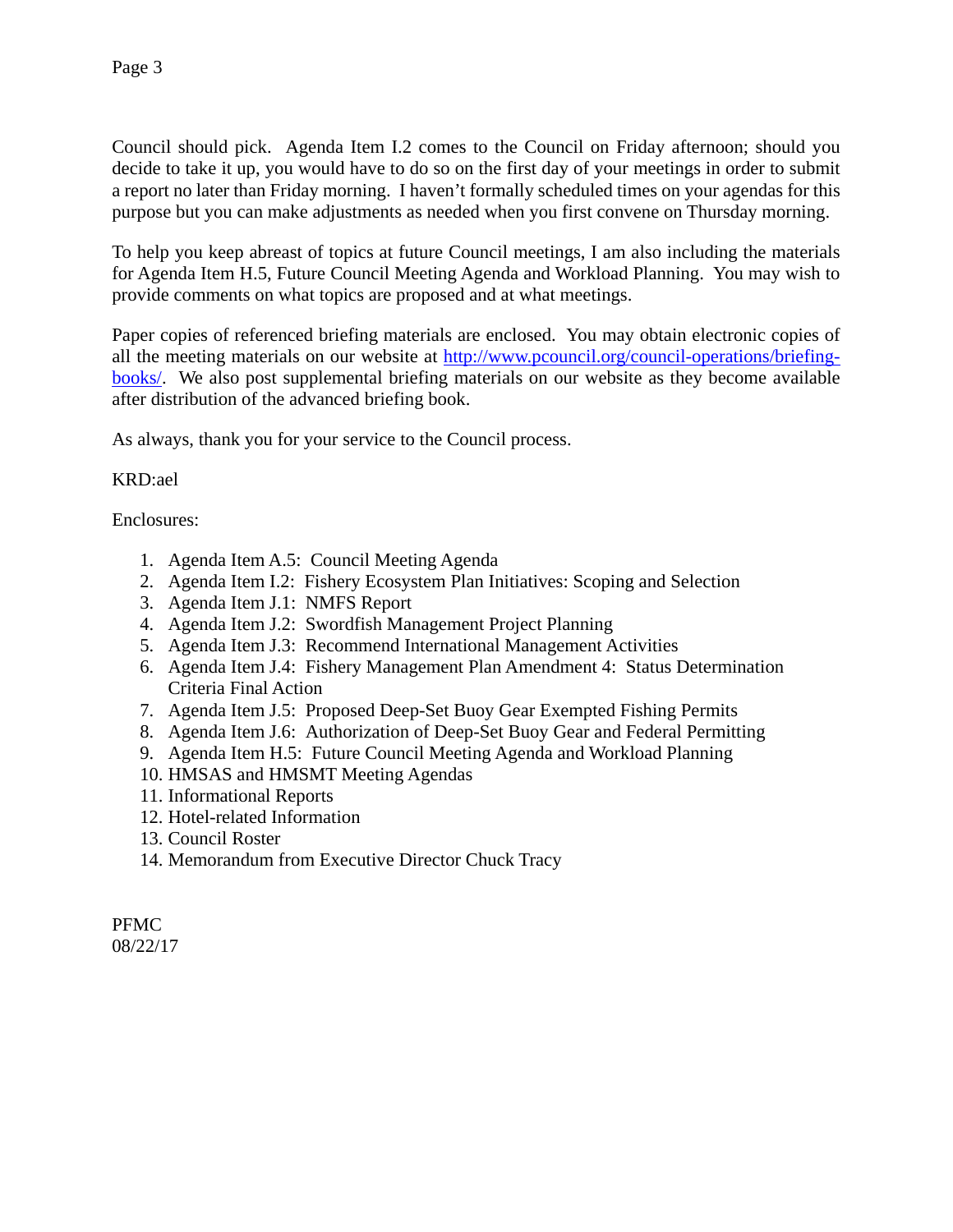Council should pick. Agenda Item I.2 comes to the Council on Friday afternoon; should you decide to take it up, you would have to do so on the first day of your meetings in order to submit a report no later than Friday morning. I haven't formally scheduled times on your agendas for this purpose but you can make adjustments as needed when you first convene on Thursday morning.

To help you keep abreast of topics at future Council meetings, I am also including the materials for Agenda Item H.5, Future Council Meeting Agenda and Workload Planning. You may wish to provide comments on what topics are proposed and at what meetings.

Paper copies of referenced briefing materials are enclosed. You may obtain electronic copies of all the meeting materials on our website at [http://www.pcouncil.org/council-operations/briefing-books/](http://www.pcouncil.org/council-operations/briefing-books/). We also post supplemental briefing materials on our website as they become available after distribution of the advanced briefing book.

As always, thank you for your service to the Council process.

KRD:ael

Enclosures:

1. Agenda Item A.5: Council Meeting Agenda
2. Agenda Item I.2: Fishery Ecosystem Plan Initiatives: Scoping and Selection
3. Agenda Item J.1: NMFS Report
4. Agenda Item J.2: Swordfish Management Project Planning
5. Agenda Item J.3: Recommend International Management Activities
6. Agenda Item J.4: Fishery Management Plan Amendment 4: Status Determination Criteria Final Action
7. Agenda Item J.5: Proposed Deep-Set Buoy Gear Exempted Fishing Permits
8. Agenda Item J.6: Authorization of Deep-Set Buoy Gear and Federal Permitting
9. Agenda Item H.5: Future Council Meeting Agenda and Workload Planning
10. HMSAS and HMSMT Meeting Agendas
11. Informational Reports
12. Hotel-related Information
13. Council Roster
14. Memorandum from Executive Director Chuck Tracy

PFMC
08/22/17